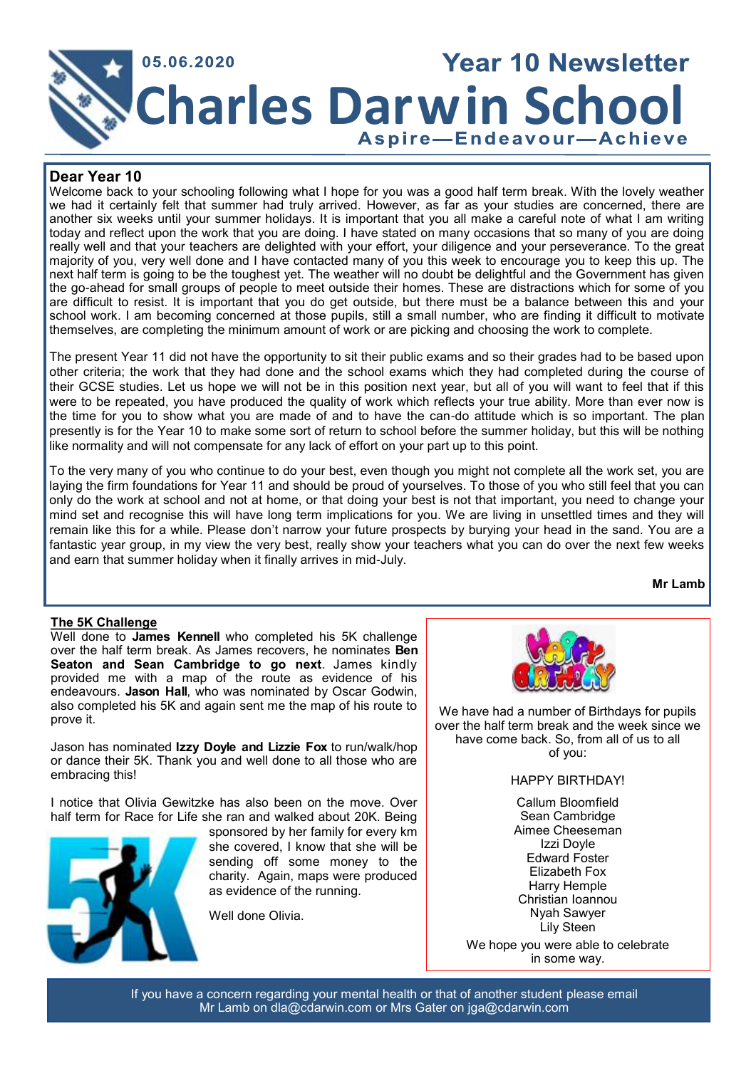05.06.2020

# Year 10 Newsletter

# Charles Darwin School

**Aspire—Endeavour—Achieve**

## Dear Year 10

Welcome back to your schooling following what I hope for you was a good half term break. With the lovely weather we had it certainly felt that summer had truly arrived. However, as far as your studies are concerned, there are another six weeks until your summer holidays. It is important that you all make a careful note of what I am writing today and reflect upon the work that you are doing. I have stated on many occasions that so many of you are doing really well and that your teachers are delighted with your effort, your diligence and your perseverance. To the great majority of you, very well done and I have contacted many of you this week to encourage you to keep this up. The next half term is going to be the toughest yet. The weather will no doubt be delightful and the Government has given the go-ahead for small groups of people to meet outside their homes. These are distractions which for some of you are difficult to resist. It is important that you do get outside, but there must be a balance between this and your school work. I am becoming concerned at those pupils, still a small number, who are finding it difficult to motivate themselves, are completing the minimum amount of work or are picking and choosing the work to complete.

The present Year 11 did not have the opportunity to sit their public exams and so their grades had to be based upon other criteria; the work that they had done and the school exams which they had completed during the course of their GCSE studies. Let us hope we will not be in this position next year, but all of you will want to feel that if this were to be repeated, you have produced the quality of work which reflects your true ability. More than ever now is the time for you to show what you are made of and to have the can-do attitude which is so important. The plan presently is for the Year 10 to make some sort of return to school before the summer holiday, but this will be nothing like normality and will not compensate for any lack of effort on your part up to this point.

To the very many of you who continue to do your best, even though you might not complete all the work set, you are laying the firm foundations for Year 11 and should be proud of yourselves. To those of you who still feel that you can only do the work at school and not at home, or that doing your best is not that important, you need to change your mind set and recognise this will have long term implications for you. We are living in unsettled times and they will remain like this for a while. Please don't narrow your future prospects by burying your head in the sand. You are a fantastic year group, in my view the very best, really show your teachers what you can do over the next few weeks and earn that summer holiday when it finally arrives in mid-July.

**Mr Lamb**

### The 5K Challenge

Well done to **James Kennell** who completed his 5K challenge over the half term break. As James recovers, he nominates **Ben Seaton and Sean Cambridge to go next**. James kindly provided me with a map of the route as evidence of his endeavours. **Jason Hall**, who was nominated by Oscar Godwin, also completed his 5K and again sent me the map of his route to prove it.

Jason has nominated **Izzy Doyle and Lizzie Fox** to run/walk/hop or dance their 5K. Thank you and well done to all those who are embracing this!

I notice that Olivia Gewitzke has also been on the move. Over half term for Race for Life she ran and walked about 20K. Being sponsored by her family for every km she covered, I know that she will be sending off some money to the charity. Again, maps were produced as evidence of the running.

Well done Olivia.

We have had a number of Birthdays for pupils over the half term break and the week since we have come back. So, from all of us to all of you:

HAPPY BIRTHDAY!

Callum Bloomfield
Sean Cambridge
Aimee Cheeseman
Izzi Doyle
Edward Foster
Elizabeth Fox
Harry Hemple
Christian Ioannou
Nyah Sawyer
Lily Steen

We hope you were able to celebrate in some way.

If you have a concern regarding your mental health or that of another student please email Mr Lamb on dla@cdarwin.com or Mrs Gater on jga@cdarwin.com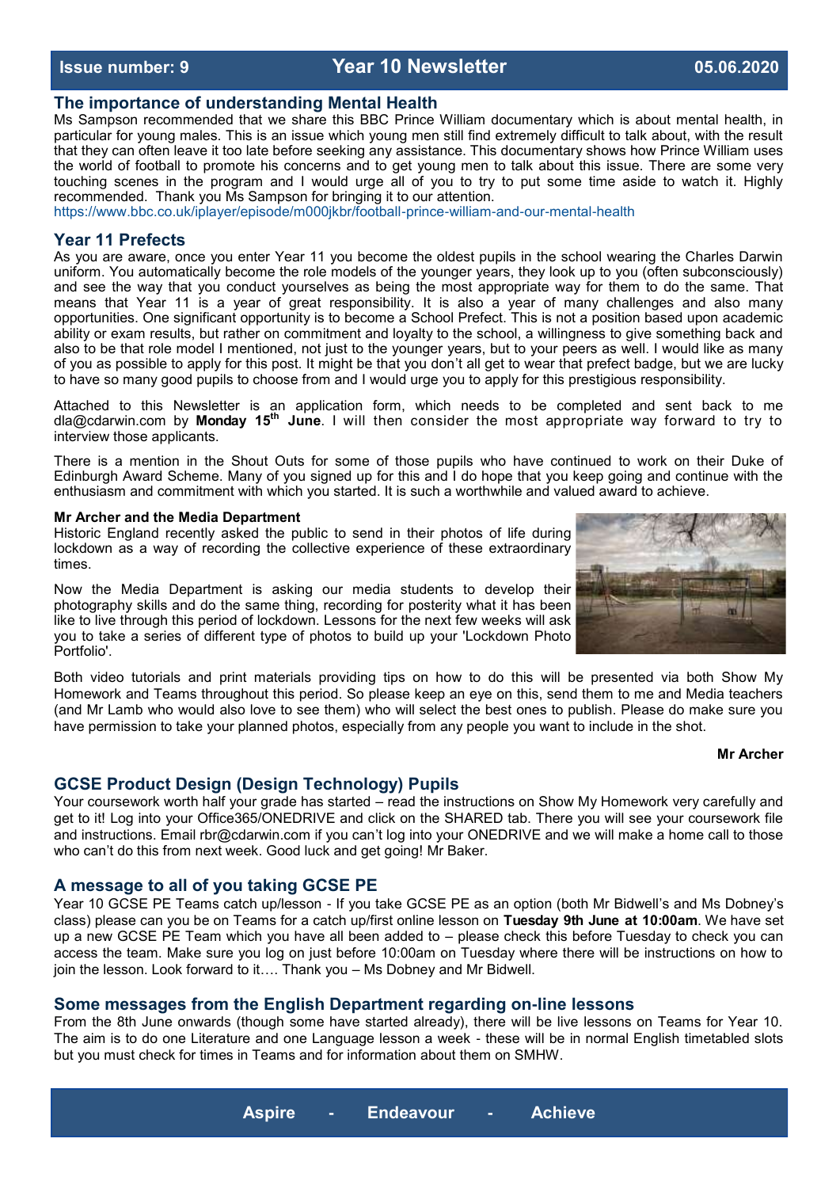Issue number: 9 | **Year 10 Newsletter** | 05.06.2020

## The importance of understanding Mental Health

Ms Sampson recommended that we share this BBC Prince William documentary which is about mental health, in particular for young males. This is an issue which young men still find extremely difficult to talk about, with the result that they can often leave it too late before seeking any assistance. This documentary shows how Prince William uses the world of football to promote his concerns and to get young men to talk about this issue. There are some very touching scenes in the program and I would urge all of you to try to put some time aside to watch it. Highly recommended. Thank you Ms Sampson for bringing it to our attention.
https://www.bbc.co.uk/iplayer/episode/m000jkbr/football-prince-william-and-our-mental-health

## Year 11 Prefects

As you are aware, once you enter Year 11 you become the oldest pupils in the school wearing the Charles Darwin uniform. You automatically become the role models of the younger years, they look up to you (often subconsciously) and see the way that you conduct yourselves as being the most appropriate way for them to do the same. That means that Year 11 is a year of great responsibility. It is also a year of many challenges and also many opportunities. One significant opportunity is to become a School Prefect. This is not a position based upon academic ability or exam results, but rather on commitment and loyalty to the school, a willingness to give something back and also to be that role model I mentioned, not just to the younger years, but to your peers as well. I would like as many of you as possible to apply for this post. It might be that you don't all get to wear that prefect badge, but we are lucky to have so many good pupils to choose from and I would urge you to apply for this prestigious responsibility.

Attached to this Newsletter is an application form, which needs to be completed and sent back to me dla@cdarwin.com by **Monday 15th June**. I will then consider the most appropriate way forward to try to interview those applicants.

There is a mention in the Shout Outs for some of those pupils who have continued to work on their Duke of Edinburgh Award Scheme. Many of you signed up for this and I do hope that you keep going and continue with the enthusiasm and commitment with which you started. It is such a worthwhile and valued award to achieve.

### Mr Archer and the Media Department

Historic England recently asked the public to send in their photos of life during lockdown as a way of recording the collective experience of these extraordinary times.

Now the Media Department is asking our media students to develop their photography skills and do the same thing, recording for posterity what it has been like to live through this period of lockdown. Lessons for the next few weeks will ask you to take a series of different type of photos to build up your 'Lockdown Photo Portfolio'.

Both video tutorials and print materials providing tips on how to do this will be presented via both Show My Homework and Teams throughout this period. So please keep an eye on this, send them to me and Media teachers (and Mr Lamb who would also love to see them) who will select the best ones to publish. Please do make sure you have permission to take your planned photos, especially from any people you want to include in the shot.

**Mr Archer**

## GCSE Product Design (Design Technology) Pupils

Your coursework worth half your grade has started – read the instructions on Show My Homework very carefully and get to it! Log into your Office365/ONEDRIVE and click on the SHARED tab. There you will see your coursework file and instructions. Email rbr@cdarwin.com if you can't log into your ONEDRIVE and we will make a home call to those who can't do this from next week. Good luck and get going! Mr Baker.

## A message to all of you taking GCSE PE

Year 10 GCSE PE Teams catch up/lesson - If you take GCSE PE as an option (both Mr Bidwell's and Ms Dobney's class) please can you be on Teams for a catch up/first online lesson on **Tuesday 9th June at 10:00am**. We have set up a new GCSE PE Team which you have all been added to – please check this before Tuesday to check you can access the team. Make sure you log on just before 10:00am on Tuesday where there will be instructions on how to join the lesson. Look forward to it…. Thank you – Ms Dobney and Mr Bidwell.

## Some messages from the English Department regarding on-line lessons

From the 8th June onwards (though some have started already), there will be live lessons on Teams for Year 10. The aim is to do one Literature and one Language lesson a week - these will be in normal English timetabled slots but you must check for times in Teams and for information about them on SMHW.

**Aspire - Endeavour - Achieve**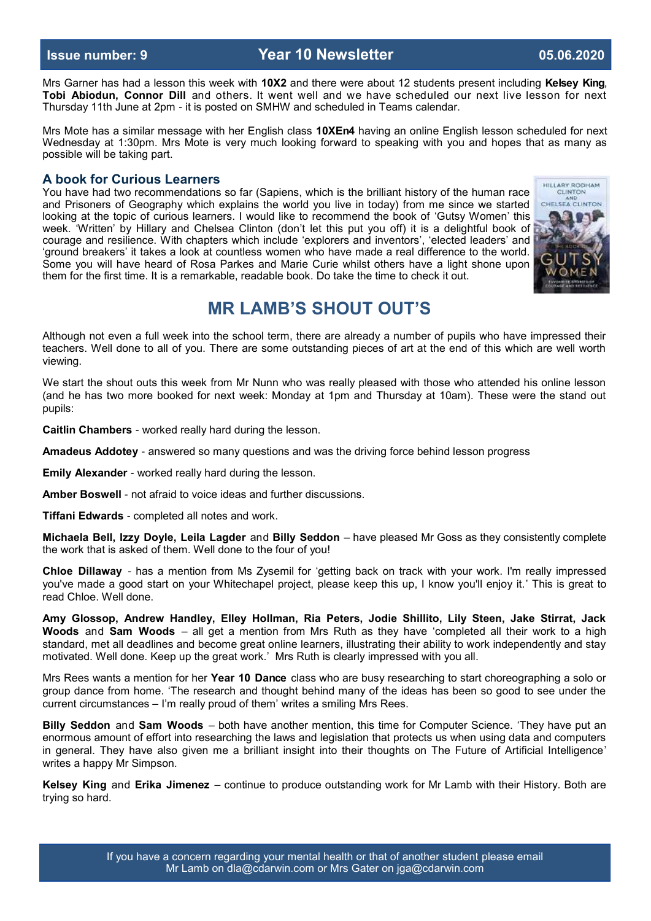Mrs Garner has had a lesson this week with **10X2** and there were about 12 students present including **Kelsey King**, **Tobi Abiodun, Connor Dill** and others. It went well and we have scheduled our next live lesson for next Thursday 11th June at 2pm - it is posted on SMHW and scheduled in Teams calendar.

Mrs Mote has a similar message with her English class **10XEn4** having an online English lesson scheduled for next Wednesday at 1:30pm. Mrs Mote is very much looking forward to speaking with you and hopes that as many as possible will be taking part.

### A book for Curious Learners

You have had two recommendations so far (Sapiens, which is the brilliant history of the human race and Prisoners of Geography which explains the world you live in today) from me since we started looking at the topic of curious learners. I would like to recommend the book of 'Gutsy Women' this week. 'Written' by Hillary and Chelsea Clinton (don't let this put you off) it is a delightful book of courage and resilience. With chapters which include 'explorers and inventors', 'elected leaders' and 'ground breakers' it takes a look at countless women who have made a real difference to the world. Some you will have heard of Rosa Parkes and Marie Curie whilst others have a light shone upon them for the first time. It is a remarkable, readable book. Do take the time to check it out.

## MR LAMB'S SHOUT OUT'S

Although not even a full week into the school term, there are already a number of pupils who have impressed their teachers. Well done to all of you. There are some outstanding pieces of art at the end of this which are well worth viewing.

We start the shout outs this week from Mr Nunn who was really pleased with those who attended his online lesson (and he has two more booked for next week: Monday at 1pm and Thursday at 10am). These were the stand out pupils:

**Caitlin Chambers** - worked really hard during the lesson.

**Amadeus Addotey** - answered so many questions and was the driving force behind lesson progress

**Emily Alexander** - worked really hard during the lesson.

**Amber Boswell** - not afraid to voice ideas and further discussions.

**Tiffani Edwards** - completed all notes and work.

**Michaela Bell, Izzy Doyle, Leila Lagder** and **Billy Seddon** – have pleased Mr Goss as they consistently complete the work that is asked of them. Well done to the four of you!

**Chloe Dillaway** - has a mention from Ms Zysemil for 'getting back on track with your work. I'm really impressed you've made a good start on your Whitechapel project, please keep this up, I know you'll enjoy it.' This is great to read Chloe. Well done.

**Amy Glossop, Andrew Handley, Elley Hollman, Ria Peters, Jodie Shillito, Lily Steen, Jake Stirrat, Jack Woods** and **Sam Woods** – all get a mention from Mrs Ruth as they have 'completed all their work to a high standard, met all deadlines and become great online learners, illustrating their ability to work independently and stay motivated. Well done. Keep up the great work.' Mrs Ruth is clearly impressed with you all.

Mrs Rees wants a mention for her **Year 10 Dance** class who are busy researching to start choreographing a solo or group dance from home. 'The research and thought behind many of the ideas has been so good to see under the current circumstances – I'm really proud of them' writes a smiling Mrs Rees.

**Billy Seddon** and **Sam Woods** – both have another mention, this time for Computer Science. 'They have put an enormous amount of effort into researching the laws and legislation that protects us when using data and computers in general. They have also given me a brilliant insight into their thoughts on The Future of Artificial Intelligence' writes a happy Mr Simpson.

**Kelsey King** and **Erika Jimenez** – continue to produce outstanding work for Mr Lamb with their History. Both are trying so hard.

If you have a concern regarding your mental health or that of another student please email Mr Lamb on dla@cdarwin.com or Mrs Gater on jga@cdarwin.com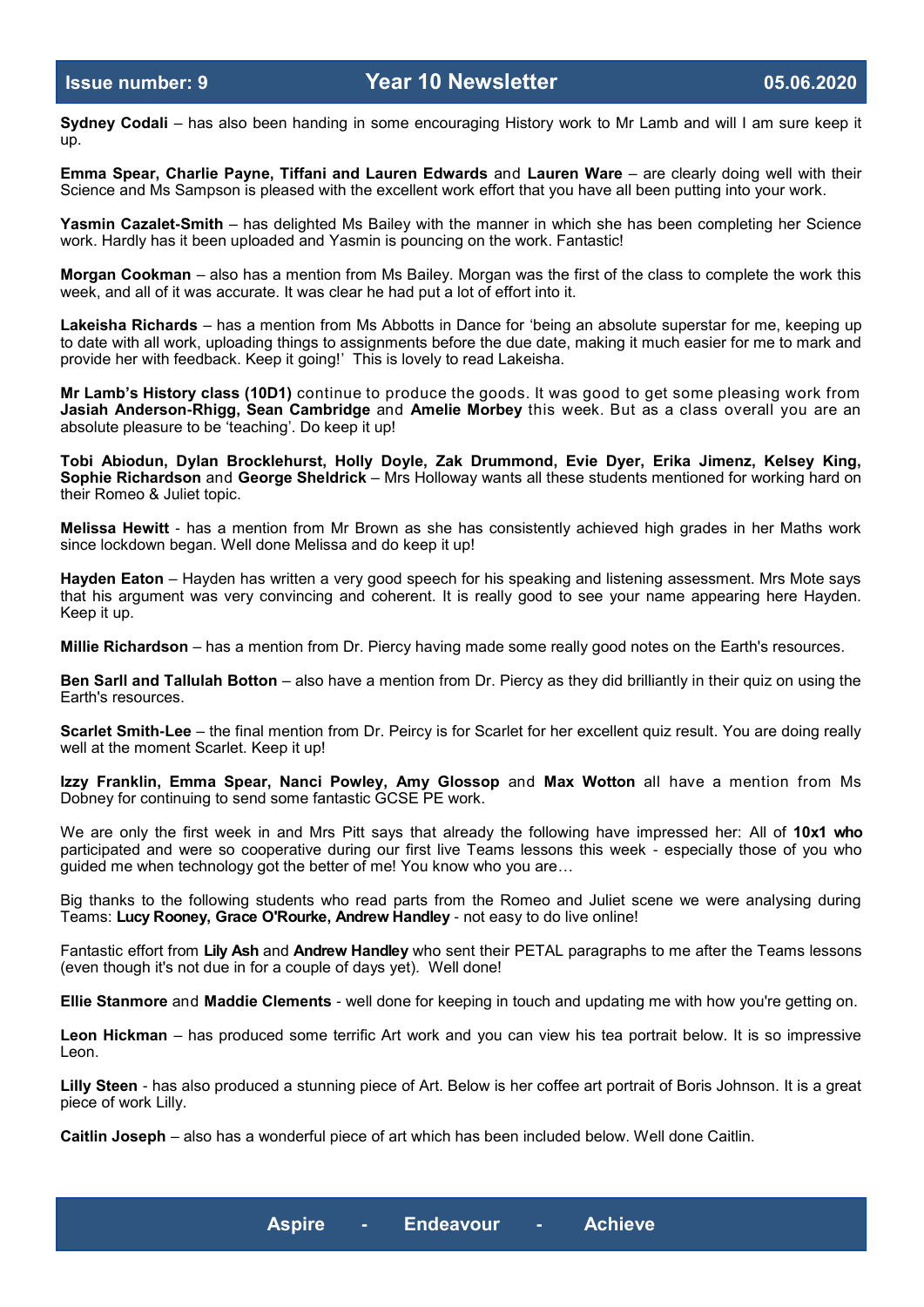**Sydney Codali** – has also been handing in some encouraging History work to Mr Lamb and will I am sure keep it up.

**Emma Spear, Charlie Payne, Tiffani and Lauren Edwards** and **Lauren Ware** – are clearly doing well with their Science and Ms Sampson is pleased with the excellent work effort that you have all been putting into your work.

**Yasmin Cazalet-Smith** – has delighted Ms Bailey with the manner in which she has been completing her Science work. Hardly has it been uploaded and Yasmin is pouncing on the work. Fantastic!

**Morgan Cookman** – also has a mention from Ms Bailey. Morgan was the first of the class to complete the work this week, and all of it was accurate. It was clear he had put a lot of effort into it.

**Lakeisha Richards** – has a mention from Ms Abbotts in Dance for 'being an absolute superstar for me, keeping up to date with all work, uploading things to assignments before the due date, making it much easier for me to mark and provide her with feedback. Keep it going!' This is lovely to read Lakeisha.

**Mr Lamb's History class (10D1)** continue to produce the goods. It was good to get some pleasing work from **Jasiah Anderson-Rhigg, Sean Cambridge** and **Amelie Morbey** this week. But as a class overall you are an absolute pleasure to be 'teaching'. Do keep it up!

**Tobi Abiodun, Dylan Brocklehurst, Holly Doyle, Zak Drummond, Evie Dyer, Erika Jimenz, Kelsey King, Sophie Richardson** and **George Sheldrick** – Mrs Holloway wants all these students mentioned for working hard on their Romeo & Juliet topic.

**Melissa Hewitt** - has a mention from Mr Brown as she has consistently achieved high grades in her Maths work since lockdown began. Well done Melissa and do keep it up!

**Hayden Eaton** – Hayden has written a very good speech for his speaking and listening assessment. Mrs Mote says that his argument was very convincing and coherent. It is really good to see your name appearing here Hayden. Keep it up.

**Millie Richardson** – has a mention from Dr. Piercy having made some really good notes on the Earth's resources.

**Ben Sarll and Tallulah Botton** – also have a mention from Dr. Piercy as they did brilliantly in their quiz on using the Earth's resources.

**Scarlet Smith-Lee** – the final mention from Dr. Peircy is for Scarlet for her excellent quiz result. You are doing really well at the moment Scarlet. Keep it up!

**Izzy Franklin, Emma Spear, Nanci Powley, Amy Glossop** and **Max Wotton** all have a mention from Ms Dobney for continuing to send some fantastic GCSE PE work.

We are only the first week in and Mrs Pitt says that already the following have impressed her: All of **10x1 who** participated and were so cooperative during our first live Teams lessons this week - especially those of you who guided me when technology got the better of me! You know who you are…

Big thanks to the following students who read parts from the Romeo and Juliet scene we were analysing during Teams: **Lucy Rooney, Grace O'Rourke, Andrew Handley** - not easy to do live online!

Fantastic effort from **Lily Ash** and **Andrew Handley** who sent their PETAL paragraphs to me after the Teams lessons (even though it's not due in for a couple of days yet). Well done!

**Ellie Stanmore** and **Maddie Clements** - well done for keeping in touch and updating me with how you're getting on.

**Leon Hickman** – has produced some terrific Art work and you can view his tea portrait below. It is so impressive Leon.

**Lilly Steen** - has also produced a stunning piece of Art. Below is her coffee art portrait of Boris Johnson. It is a great piece of work Lilly.

**Caitlin Joseph** – also has a wonderful piece of art which has been included below. Well done Caitlin.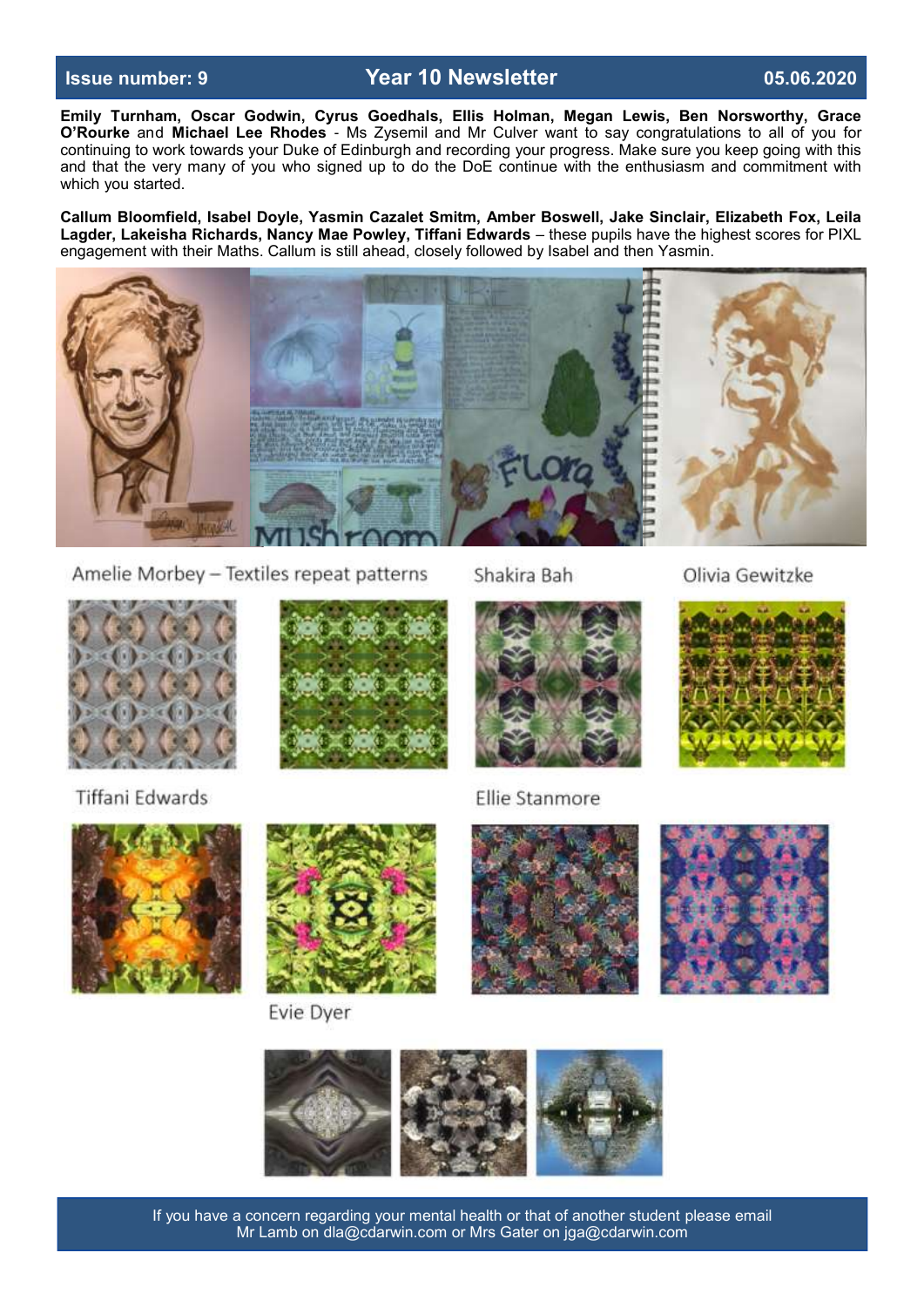**Emily Turnham, Oscar Godwin, Cyrus Goedhals, Ellis Holman, Megan Lewis, Ben Norsworthy, Grace O'Rourke** and **Michael Lee Rhodes** - Ms Zysemil and Mr Culver want to say congratulations to all of you for continuing to work towards your Duke of Edinburgh and recording your progress. Make sure you keep going with this and that the very many of you who signed up to do the DoE continue with the enthusiasm and commitment with which you started.

**Callum Bloomfield, Isabel Doyle, Yasmin Cazalet Smitm, Amber Boswell, Jake Sinclair, Elizabeth Fox, Leila Lagder, Lakeisha Richards, Nancy Mae Powley, Tiffani Edwards** – these pupils have the highest scores for PIXL engagement with their Maths. Callum is still ahead, closely followed by Isabel and then Yasmin.

Amelie Morbey – Textiles repeat patterns

Shakira Bah

Olivia Gewitzke

Tiffani Edwards

Ellie Stanmore

Evie Dyer

If you have a concern regarding your mental health or that of another student please email Mr Lamb on dla@cdarwin.com or Mrs Gater on jga@cdarwin.com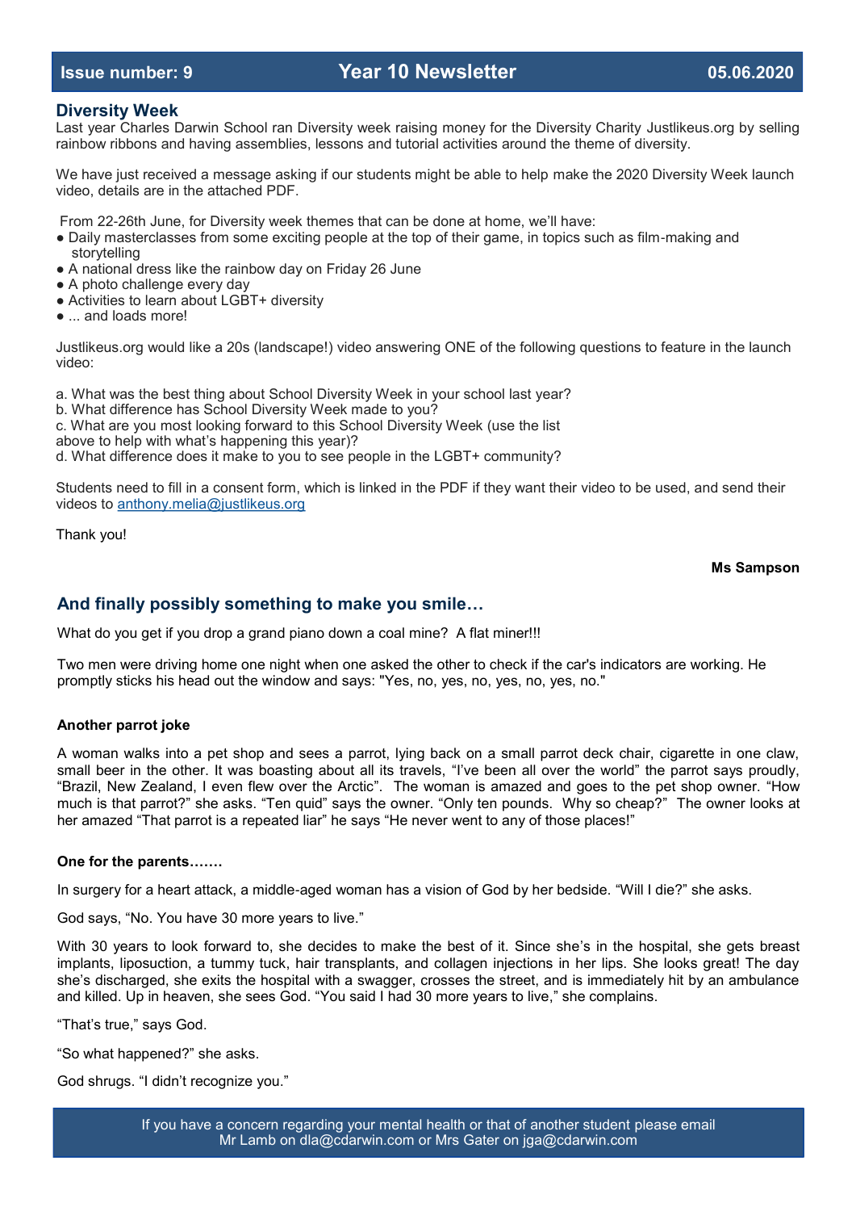## Diversity Week

Last year Charles Darwin School ran Diversity week raising money for the Diversity Charity Justlikeus.org by selling rainbow ribbons and having assemblies, lessons and tutorial activities around the theme of diversity.

We have just received a message asking if our students might be able to help make the 2020 Diversity Week launch video, details are in the attached PDF.

From 22-26th June, for Diversity week themes that can be done at home, we'll have:

- Daily masterclasses from some exciting people at the top of their game, in topics such as film-making and storytelling
- A national dress like the rainbow day on Friday 26 June
- A photo challenge every day
- Activities to learn about LGBT+ diversity
- ... and loads more!

Justlikeus.org would like a 20s (landscape!) video answering ONE of the following questions to feature in the launch video:

a. What was the best thing about School Diversity Week in your school last year?
b. What difference has School Diversity Week made to you?
c. What are you most looking forward to this School Diversity Week (use the list above to help with what's happening this year)?
d. What difference does it make to you to see people in the LGBT+ community?

Students need to fill in a consent form, which is linked in the PDF if they want their video to be used, and send their videos to anthony.melia@justlikeus.org

Thank you!

**Ms Sampson**

## And finally possibly something to make you smile…

What do you get if you drop a grand piano down a coal mine? A flat miner!!!

Two men were driving home one night when one asked the other to check if the car's indicators are working. He promptly sticks his head out the window and says: "Yes, no, yes, no, yes, no, yes, no."

**Another parrot joke**

A woman walks into a pet shop and sees a parrot, lying back on a small parrot deck chair, cigarette in one claw, small beer in the other. It was boasting about all its travels, "I've been all over the world" the parrot says proudly, "Brazil, New Zealand, I even flew over the Arctic". The woman is amazed and goes to the pet shop owner. "How much is that parrot?" she asks. "Ten quid" says the owner. "Only ten pounds. Why so cheap?" The owner looks at her amazed "That parrot is a repeated liar" he says "He never went to any of those places!"

**One for the parents…….**

In surgery for a heart attack, a middle-aged woman has a vision of God by her bedside. "Will I die?" she asks.

God says, "No. You have 30 more years to live."

With 30 years to look forward to, she decides to make the best of it. Since she's in the hospital, she gets breast implants, liposuction, a tummy tuck, hair transplants, and collagen injections in her lips. She looks great! The day she's discharged, she exits the hospital with a swagger, crosses the street, and is immediately hit by an ambulance and killed. Up in heaven, she sees God. "You said I had 30 more years to live," she complains.

"That's true," says God.

"So what happened?" she asks.

God shrugs. "I didn't recognize you."

If you have a concern regarding your mental health or that of another student please email Mr Lamb on dla@cdarwin.com or Mrs Gater on jga@cdarwin.com